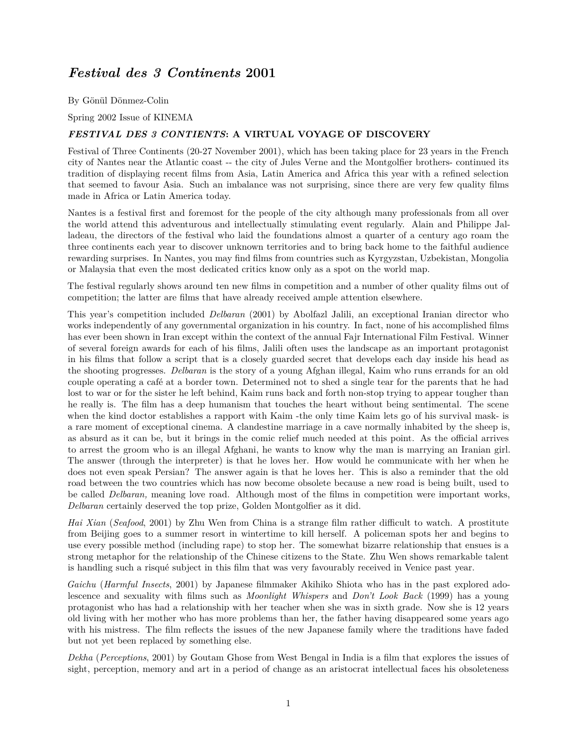# *Festival des 3 Continents* 2001

By Gönül Dönmez-Colin

Spring 2002 Issue of KINEMA

### *FESTIVAL DES 3 CONTIENTS*: A VIRTUAL VOYAGE OF DISCOVERY

Festival of Three Continents (20-27 November 2001), which has been taking place for 23 years in the French city of Nantes near the Atlantic coast -- the city of Jules Verne and the Montgolfier brothers- continued its tradition of displaying recent films from Asia, Latin America and Africa this year with a refined selection that seemed to favour Asia. Such an imbalance was not surprising, since there are very few quality films made in Africa or Latin America today.

Nantes is a festival first and foremost for the people of the city although many professionals from all over the world attend this adventurous and intellectually stimulating event regularly. Alain and Philippe Jalladeau, the directors of the festival who laid the foundations almost a quarter of a century ago roam the three continents each year to discover unknown territories and to bring back home to the faithful audience rewarding surprises. In Nantes, you may find films from countries such as Kyrgyzstan, Uzbekistan, Mongolia or Malaysia that even the most dedicated critics know only as a spot on the world map.

The festival regularly shows around ten new films in competition and a number of other quality films out of competition; the latter are films that have already received ample attention elsewhere.

This year's competition included *Delbaran* (2001) by Abolfazl Jalili, an exceptional Iranian director who works independently of any governmental organization in his country. In fact, none of his accomplished films has ever been shown in Iran except within the context of the annual Fajr International Film Festival. Winner of several foreign awards for each of his films, Jalili often uses the landscape as an important protagonist in his films that follow a script that is a closely guarded secret that develops each day inside his head as the shooting progresses. *Delbaran* is the story of a young Afghan illegal, Kaim who runs errands for an old couple operating a café at a border town. Determined not to shed a single tear for the parents that he had lost to war or for the sister he left behind, Kaim runs back and forth non-stop trying to appear tougher than he really is. The film has a deep humanism that touches the heart without being sentimental. The scene when the kind doctor establishes a rapport with Kaim -the only time Kaim lets go of his survival mask- is a rare moment of exceptional cinema. A clandestine marriage in a cave normally inhabited by the sheep is, as absurd as it can be, but it brings in the comic relief much needed at this point. As the official arrives to arrest the groom who is an illegal Afghani, he wants to know why the man is marrying an Iranian girl. The answer (through the interpreter) is that he loves her. How would he communicate with her when he does not even speak Persian? The answer again is that he loves her. This is also a reminder that the old road between the two countries which has now become obsolete because a new road is being built, used to be called *Delbaran,* meaning love road. Although most of the films in competition were important works, *Delbaran* certainly deserved the top prize, Golden Montgolfier as it did.

*Hai Xian* (*Seafood*, 2001) by Zhu Wen from China is a strange film rather difficult to watch. A prostitute from Beijing goes to a summer resort in wintertime to kill herself. A policeman spots her and begins to use every possible method (including rape) to stop her. The somewhat bizarre relationship that ensues is a strong metaphor for the relationship of the Chinese citizens to the State. Zhu Wen shows remarkable talent is handling such a risqué subject in this film that was very favourably received in Venice past year.

*Gaichu* (*Harmful Insects*, 2001) by Japanese filmmaker Akihiko Shiota who has in the past explored adolescence and sexuality with films such as *Moonlight Whispers* and *Don't Look Back* (1999) has a young protagonist who has had a relationship with her teacher when she was in sixth grade. Now she is 12 years old living with her mother who has more problems than her, the father having disappeared some years ago with his mistress. The film reflects the issues of the new Japanese family where the traditions have faded but not yet been replaced by something else.

*Dekha* (*Perceptions*, 2001) by Goutam Ghose from West Bengal in India is a film that explores the issues of sight, perception, memory and art in a period of change as an aristocrat intellectual faces his obsoleteness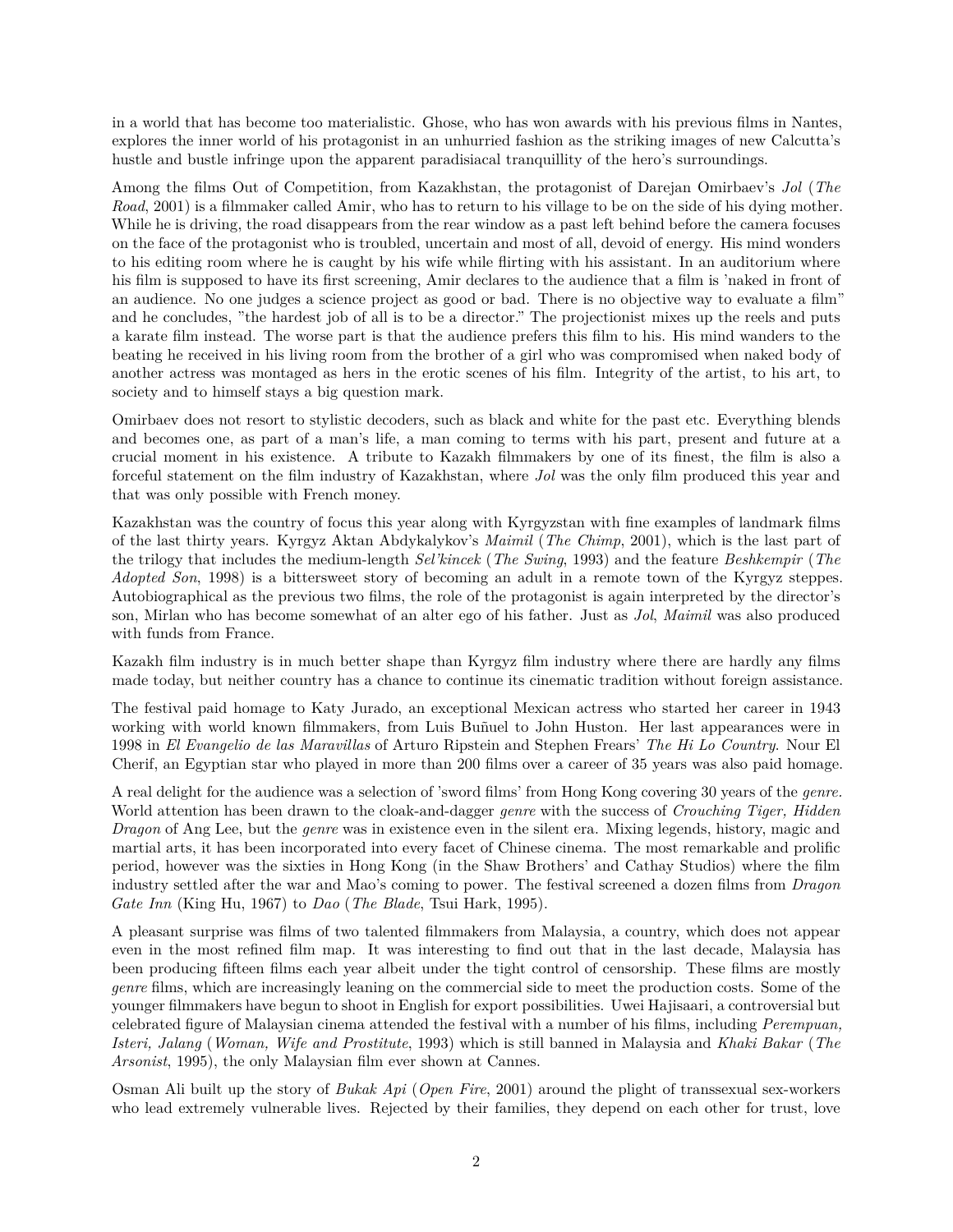in a world that has become too materialistic. Ghose, who has won awards with his previous films in Nantes, explores the inner world of his protagonist in an unhurried fashion as the striking images of new Calcutta's hustle and bustle infringe upon the apparent paradisiacal tranquillity of the hero's surroundings.

Among the films Out of Competition, from Kazakhstan, the protagonist of Darejan Omirbaev's *Jol* (*The Road*, 2001) is a filmmaker called Amir, who has to return to his village to be on the side of his dying mother. While he is driving, the road disappears from the rear window as a past left behind before the camera focuses on the face of the protagonist who is troubled, uncertain and most of all, devoid of energy. His mind wonders to his editing room where he is caught by his wife while flirting with his assistant. In an auditorium where his film is supposed to have its first screening, Amir declares to the audience that a film is 'naked in front of an audience. No one judges a science project as good or bad. There is no objective way to evaluate a film" and he concludes, "the hardest job of all is to be a director." The projectionist mixes up the reels and puts a karate film instead. The worse part is that the audience prefers this film to his. His mind wanders to the beating he received in his living room from the brother of a girl who was compromised when naked body of another actress was montaged as hers in the erotic scenes of his film. Integrity of the artist, to his art, to society and to himself stays a big question mark.

Omirbaev does not resort to stylistic decoders, such as black and white for the past etc. Everything blends and becomes one, as part of a man's life, a man coming to terms with his part, present and future at a crucial moment in his existence. A tribute to Kazakh filmmakers by one of its finest, the film is also a forceful statement on the film industry of Kazakhstan, where *Jol* was the only film produced this year and that was only possible with French money.

Kazakhstan was the country of focus this year along with Kyrgyzstan with fine examples of landmark films of the last thirty years. Kyrgyz Aktan Abdykalykov's *Maimil* (*The Chimp*, 2001), which is the last part of the trilogy that includes the medium-length *Sel'kincek* (*The Swing*, 1993) and the feature *Beshkempir* (*The Adopted Son*, 1998) is a bittersweet story of becoming an adult in a remote town of the Kyrgyz steppes. Autobiographical as the previous two films, the role of the protagonist is again interpreted by the director's son, Mirlan who has become somewhat of an alter ego of his father. Just as *Jol*, *Maimil* was also produced with funds from France.

Kazakh film industry is in much better shape than Kyrgyz film industry where there are hardly any films made today, but neither country has a chance to continue its cinematic tradition without foreign assistance.

The festival paid homage to Katy Jurado, an exceptional Mexican actress who started her career in 1943 working with world known filmmakers, from Luis Buñuel to John Huston. Her last appearances were in 1998 in *El Evangelio de las Maravillas* of Arturo Ripstein and Stephen Frears' *The Hi Lo Country*. Nour El Cherif, an Egyptian star who played in more than 200 films over a career of 35 years was also paid homage.

A real delight for the audience was a selection of 'sword films' from Hong Kong covering 30 years of the *genre.* World attention has been drawn to the cloak-and-dagger *genre* with the success of *Crouching Tiger, Hidden Dragon* of Ang Lee, but the *genre* was in existence even in the silent era. Mixing legends, history, magic and martial arts, it has been incorporated into every facet of Chinese cinema. The most remarkable and prolific period, however was the sixties in Hong Kong (in the Shaw Brothers' and Cathay Studios) where the film industry settled after the war and Mao's coming to power. The festival screened a dozen films from *Dragon Gate Inn* (King Hu, 1967) to *Dao* (*The Blade*, Tsui Hark, 1995).

A pleasant surprise was films of two talented filmmakers from Malaysia, a country, which does not appear even in the most refined film map. It was interesting to find out that in the last decade, Malaysia has been producing fifteen films each year albeit under the tight control of censorship. These films are mostly *genre* films, which are increasingly leaning on the commercial side to meet the production costs. Some of the younger filmmakers have begun to shoot in English for export possibilities. Uwei Hajisaari, a controversial but celebrated figure of Malaysian cinema attended the festival with a number of his films, including *Perempuan, Isteri, Jalang* (*Woman, Wife and Prostitute*, 1993) which is still banned in Malaysia and *Khaki Bakar* (*The Arsonist*, 1995), the only Malaysian film ever shown at Cannes.

Osman Ali built up the story of *Bukak Api* (*Open Fire*, 2001) around the plight of transsexual sex-workers who lead extremely vulnerable lives. Rejected by their families, they depend on each other for trust, love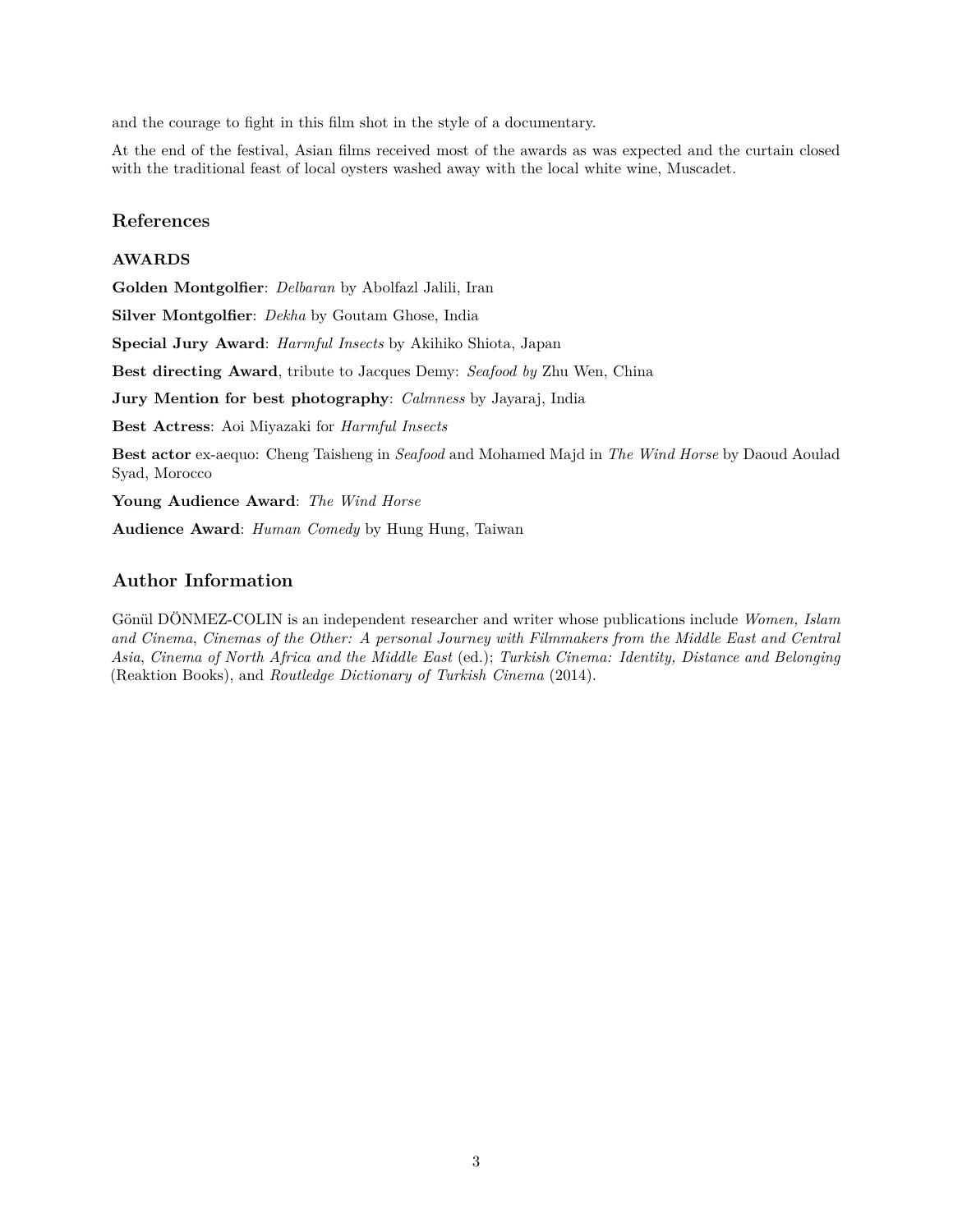and the courage to fight in this film shot in the style of a documentary.

At the end of the festival, Asian films received most of the awards as was expected and the curtain closed with the traditional feast of local oysters washed away with the local white wine, Muscadet.

## References

**AWARDS**

**Golden Montgolfier**: *Delbaran* by Abolfazl Jalili, Iran

**Silver Montgolfier**: *Dekha* by Goutam Ghose, India

**Special Jury Award**: *Harmful Insects* by Akihiko Shiota, Japan

**Best directing Award**, tribute to Jacques Demy: *Seafood by* Zhu Wen, China

**Jury Mention for best photography**: *Calmness* by Jayaraj, India

**Best Actress**: Aoi Miyazaki for *Harmful Insects*

**Best actor** ex-aequo: Cheng Taisheng in *Seafood* and Mohamed Majd in *The Wind Horse* by Daoud Aoulad Syad, Morocco

**Young Audience Award**: *The Wind Horse*

**Audience Award**: *Human Comedy* by Hung Hung, Taiwan

## Author Information

Gönül DÖNMEZ-COLIN is an independent researcher and writer whose publications include *Women, Islam and Cinema*, *Cinemas of the Other: A personal Journey with Filmmakers from the Middle East and Central Asia*, *Cinema of North Africa and the Middle East* (ed.); *Turkish Cinema: Identity, Distance and Belonging* (Reaktion Books), and *Routledge Dictionary of Turkish Cinema* (2014).